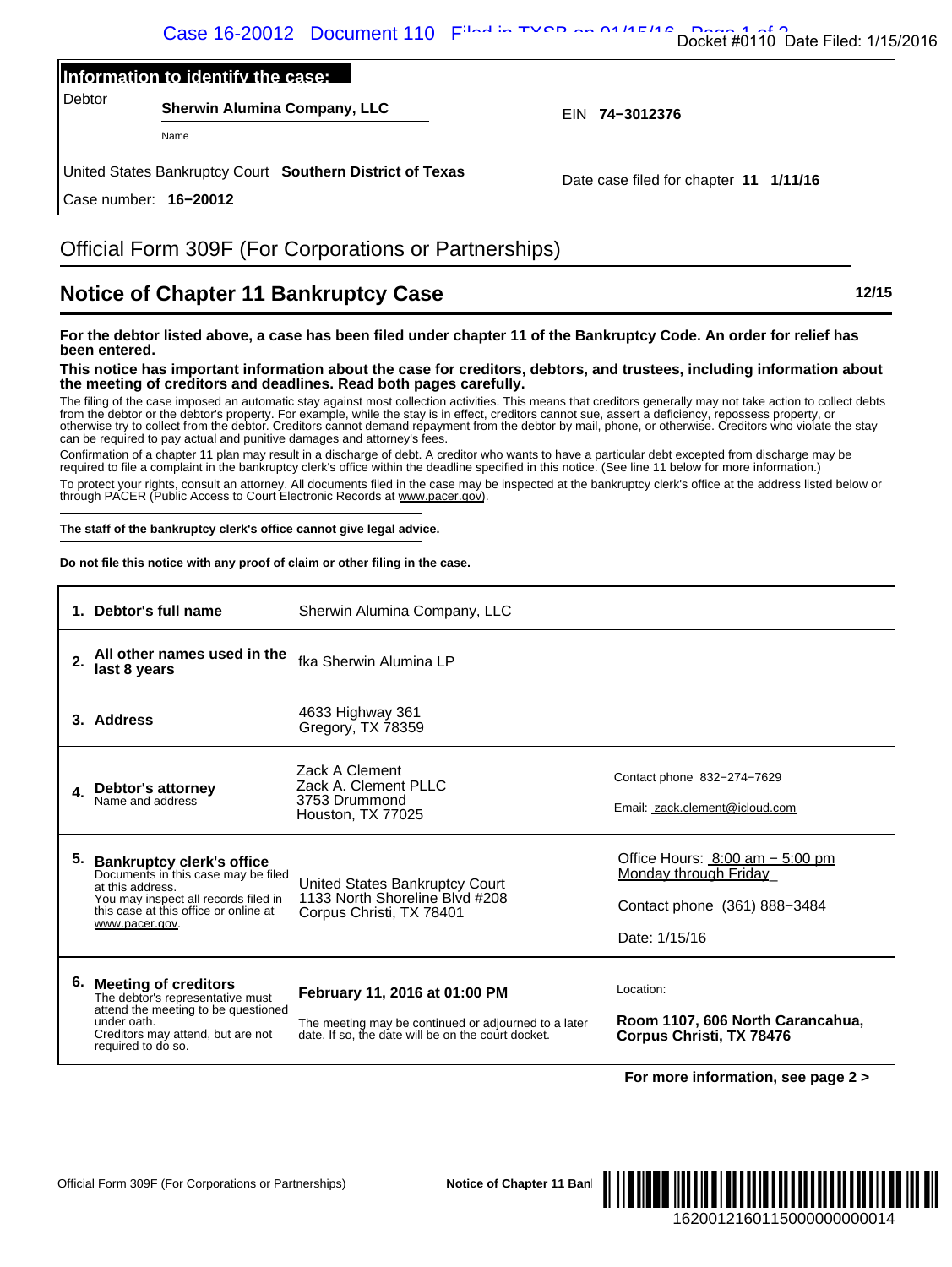**Information to identify the case:**

| | | |
|---|---|---|
| Debtor | **Sherwin Alumina Company, LLC** (Name) | EIN **74−3012376** |
| United States Bankruptcy Court | **Southern District of Texas** | Date case filed for chapter **11** **1/11/16** |
| Case number: | **16−20012** | |

# Official Form 309F (For Corporations or Partnerships)

## Notice of Chapter 11 Bankruptcy Case

**12/15**

**For the debtor listed above, a case has been filed under chapter 11 of the Bankruptcy Code. An order for relief has been entered.**

**This notice has important information about the case for creditors, debtors, and trustees, including information about the meeting of creditors and deadlines. Read both pages carefully.**

The filing of the case imposed an automatic stay against most collection activities. This means that creditors generally may not take action to collect debts from the debtor or the debtor's property. For example, while the stay is in effect, creditors cannot sue, assert a deficiency, repossess property, or otherwise try to collect from the debtor. Creditors cannot demand repayment from the debtor by mail, phone, or otherwise. Creditors who violate the stay can be required to pay actual and punitive damages and attorney's fees.

Confirmation of a chapter 11 plan may result in a discharge of debt. A creditor who wants to have a particular debt excepted from discharge may be required to file a complaint in the bankruptcy clerk's office within the deadline specified in this notice. (See line 11 below for more information.)

To protect your rights, consult an attorney. All documents filed in the case may be inspected at the bankruptcy clerk's office at the address listed below or through PACER (Public Access to Court Electronic Records at www.pacer.gov).

**The staff of the bankruptcy clerk's office cannot give legal advice.**

**Do not file this notice with any proof of claim or other filing in the case.**

| | | |
|---|---|---|
| **1. Debtor's full name** | Sherwin Alumina Company, LLC | |
| **2. All other names used in the last 8 years** | fka Sherwin Alumina LP | |
| **3. Address** | 4633 Highway 361<br>Gregory, TX 78359 | |
| **4. Debtor's attorney**<br>Name and address | Zack A Clement<br>Zack A. Clement PLLC<br>3753 Drummond<br>Houston, TX 77025 | Contact phone 832−274−7629<br>Email: zack.clement@icloud.com |
| **5. Bankruptcy clerk's office**<br>Documents in this case may be filed at this address. You may inspect all records filed in this case at this office or online at www.pacer.gov. | United States Bankruptcy Court<br>1133 North Shoreline Blvd #208<br>Corpus Christi, TX 78401 | Office Hours: 8:00 am − 5:00 pm Monday through Friday<br>Contact phone (361) 888−3484<br>Date: 1/15/16 |
| **6. Meeting of creditors**<br>The debtor's representative must attend the meeting to be questioned under oath.<br>Creditors may attend, but are not required to do so. | **February 11, 2016 at 01:00 PM**<br>The meeting may be continued or adjourned to a later date. If so, the date will be on the court docket. | Location:<br>**Room 1107, 606 North Carancahua, Corpus Christi, TX 78476** |

**For more information, see page 2 >**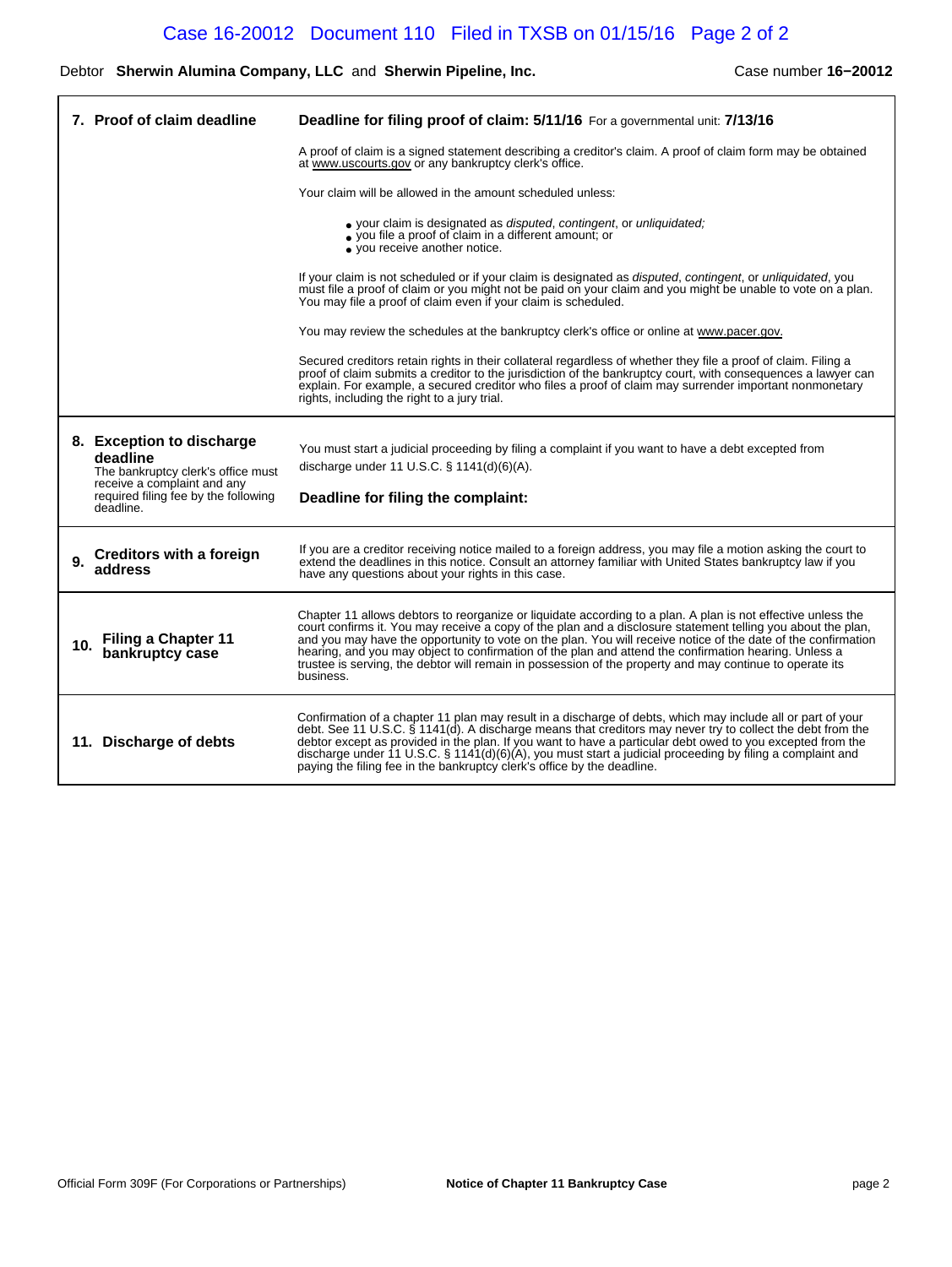Debtor **Sherwin Alumina Company, LLC** and **Sherwin Pipeline, Inc.** Case number **16−20012**

| | |
|---|---|
| **7. Proof of claim deadline** | **Deadline for filing proof of claim: 5/11/16** For a governmental unit: **7/13/16**<br><br>A proof of claim is a signed statement describing a creditor's claim. A proof of claim form may be obtained at www.uscourts.gov or any bankruptcy clerk's office.<br><br>Your claim will be allowed in the amount scheduled unless:<br><br>• your claim is designated as *disputed*, *contingent*, or *unliquidated;*<br>• you file a proof of claim in a different amount; or<br>• you receive another notice.<br><br>If your claim is not scheduled or if your claim is designated as *disputed*, *contingent*, or *unliquidated*, you must file a proof of claim or you might not be paid on your claim and you might be unable to vote on a plan. You may file a proof of claim even if your claim is scheduled.<br><br>You may review the schedules at the bankruptcy clerk's office or online at www.pacer.gov.<br><br>Secured creditors retain rights in their collateral regardless of whether they file a proof of claim. Filing a proof of claim submits a creditor to the jurisdiction of the bankruptcy court, with consequences a lawyer can explain. For example, a secured creditor who files a proof of claim may surrender important nonmonetary rights, including the right to a jury trial. |
| **8. Exception to discharge deadline**<br>The bankruptcy clerk's office must receive a complaint and any required filing fee by the following deadline. | You must start a judicial proceeding by filing a complaint if you want to have a debt excepted from discharge under 11 U.S.C. § 1141(d)(6)(A).<br><br>**Deadline for filing the complaint:** |
| **9. Creditors with a foreign address** | If you are a creditor receiving notice mailed to a foreign address, you may file a motion asking the court to extend the deadlines in this notice. Consult an attorney familiar with United States bankruptcy law if you have any questions about your rights in this case. |
| **10. Filing a Chapter 11 bankruptcy case** | Chapter 11 allows debtors to reorganize or liquidate according to a plan. A plan is not effective unless the court confirms it. You may receive a copy of the plan and a disclosure statement telling you about the plan, and you may have the opportunity to vote on the plan. You will receive notice of the date of the confirmation hearing, and you may object to confirmation of the plan and attend the confirmation hearing. Unless a trustee is serving, the debtor will remain in possession of the property and may continue to operate its business. |
| **11. Discharge of debts** | Confirmation of a chapter 11 plan may result in a discharge of debts, which may include all or part of your debt. See 11 U.S.C. § 1141(d). A discharge means that creditors may never try to collect the debt from the debtor except as provided in the plan. If you want to have a particular debt owed to you excepted from the discharge under 11 U.S.C. § 1141(d)(6)(A), you must start a judicial proceeding by filing a complaint and paying the filing fee in the bankruptcy clerk's office by the deadline. |

Official Form 309F (For Corporations or Partnerships) **Notice of Chapter 11 Bankruptcy Case**